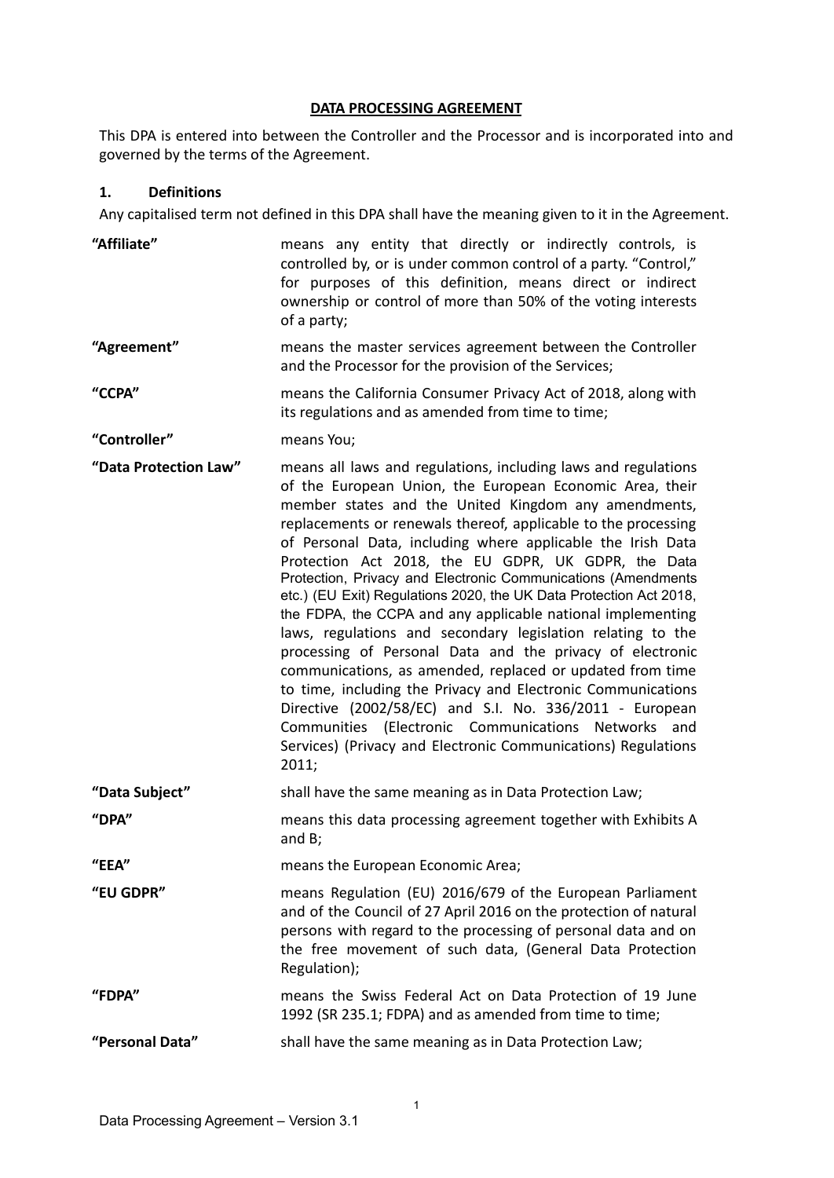# DATA PROCESSING AGREEMENT

This DPA is entered into between the Controller and the Processor and is incorporated into and governed by the terms of the Agreement.

## 1. Definitions

Any capitalised term not defined in this DPA shall have the meaning given to it in the Agreement.

**"Affiliate"** means any entity that directly or indirectly controls, is controlled by, or is under common control of a party. "Control," for purposes of this definition, means direct or indirect ownership or control of more than 50% of the voting interests of a party;

**"Agreement"** means the master services agreement between the Controller and the Processor for the provision of the Services;

**"CCPA"** means the California Consumer Privacy Act of 2018, along with its regulations and as amended from time to time;

**"Controller"** means You;

**"Data Protection Law"** means all laws and regulations, including laws and regulations of the European Union, the European Economic Area, their member states and the United Kingdom any amendments, replacements or renewals thereof, applicable to the processing of Personal Data, including where applicable the Irish Data Protection Act 2018, the EU GDPR, UK GDPR, the Data Protection, Privacy and Electronic Communications (Amendments etc.) (EU Exit) Regulations 2020, the UK Data Protection Act 2018, the FDPA, the CCPA and any applicable national implementing laws, regulations and secondary legislation relating to the processing of Personal Data and the privacy of electronic communications, as amended, replaced or updated from time to time, including the Privacy and Electronic Communications Directive (2002/58/EC) and S.I. No. 336/2011 - European Communities (Electronic Communications Networks and Services) (Privacy and Electronic Communications) Regulations 2011;

**"Data Subject"** shall have the same meaning as in Data Protection Law;

**"DPA"** means this data processing agreement together with Exhibits A and B;

**"EEA"** means the European Economic Area;

**"EU GDPR"** means Regulation (EU) 2016/679 of the European Parliament and of the Council of 27 April 2016 on the protection of natural persons with regard to the processing of personal data and on the free movement of such data, (General Data Protection Regulation);

**"FDPA"** means the Swiss Federal Act on Data Protection of 19 June 1992 (SR 235.1; FDPA) and as amended from time to time;

**"Personal Data"** shall have the same meaning as in Data Protection Law;

Data Processing Agreement – Version 3.1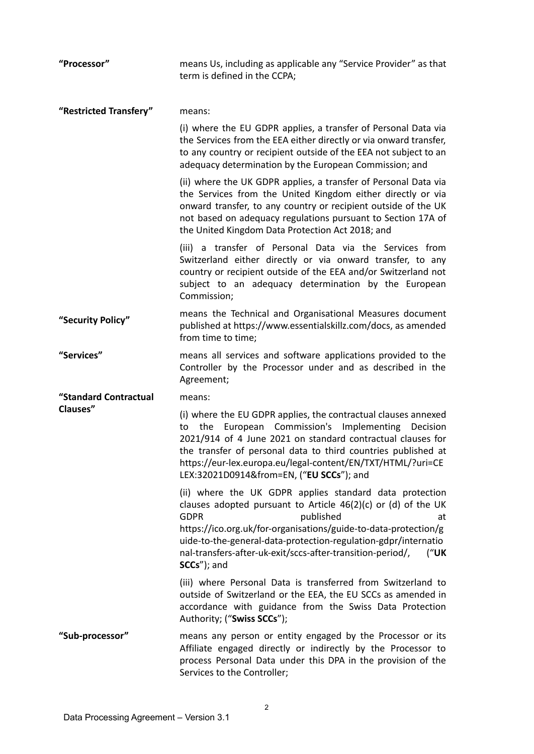| | |
|---|---|
| **"Processor"** | means Us, including as applicable any "Service Provider" as that term is defined in the CCPA; |
| **"Restricted Transfery"** | means:<br><br>(i) where the EU GDPR applies, a transfer of Personal Data via the Services from the EEA either directly or via onward transfer, to any country or recipient outside of the EEA not subject to an adequacy determination by the European Commission; and<br><br>(ii) where the UK GDPR applies, a transfer of Personal Data via the Services from the United Kingdom either directly or via onward transfer, to any country or recipient outside of the UK not based on adequacy regulations pursuant to Section 17A of the United Kingdom Data Protection Act 2018; and<br><br>(iii) a transfer of Personal Data via the Services from Switzerland either directly or via onward transfer, to any country or recipient outside of the EEA and/or Switzerland not subject to an adequacy determination by the European Commission; |
| **"Security Policy"** | means the Technical and Organisational Measures document published at https://www.essentialskillz.com/docs, as amended from time to time; |
| **"Services"** | means all services and software applications provided to the Controller by the Processor under and as described in the Agreement; |
| **"Standard Contractual Clauses"** | means:<br><br>(i) where the EU GDPR applies, the contractual clauses annexed to the European Commission's Implementing Decision 2021/914 of 4 June 2021 on standard contractual clauses for the transfer of personal data to third countries published at https://eur-lex.europa.eu/legal-content/EN/TXT/HTML/?uri=CELEX:32021D0914&from=EN, ("**EU SCCs**"); and<br><br>(ii) where the UK GDPR applies standard data protection clauses adopted pursuant to Article 46(2)(c) or (d) of the UK GDPR published at https://ico.org.uk/for-organisations/guide-to-data-protection/guide-to-the-general-data-protection-regulation-gdpr/international-transfers-after-uk-exit/sccs-after-transition-period/, ("**UK SCCs**"); and<br><br>(iii) where Personal Data is transferred from Switzerland to outside of Switzerland or the EEA, the EU SCCs as amended in accordance with guidance from the Swiss Data Protection Authority; ("**Swiss SCCs**"); |
| **"Sub-processor"** | means any person or entity engaged by the Processor or its Affiliate engaged directly or indirectly by the Processor to process Personal Data under this DPA in the provision of the Services to the Controller; |

Data Processing Agreement – Version 3.1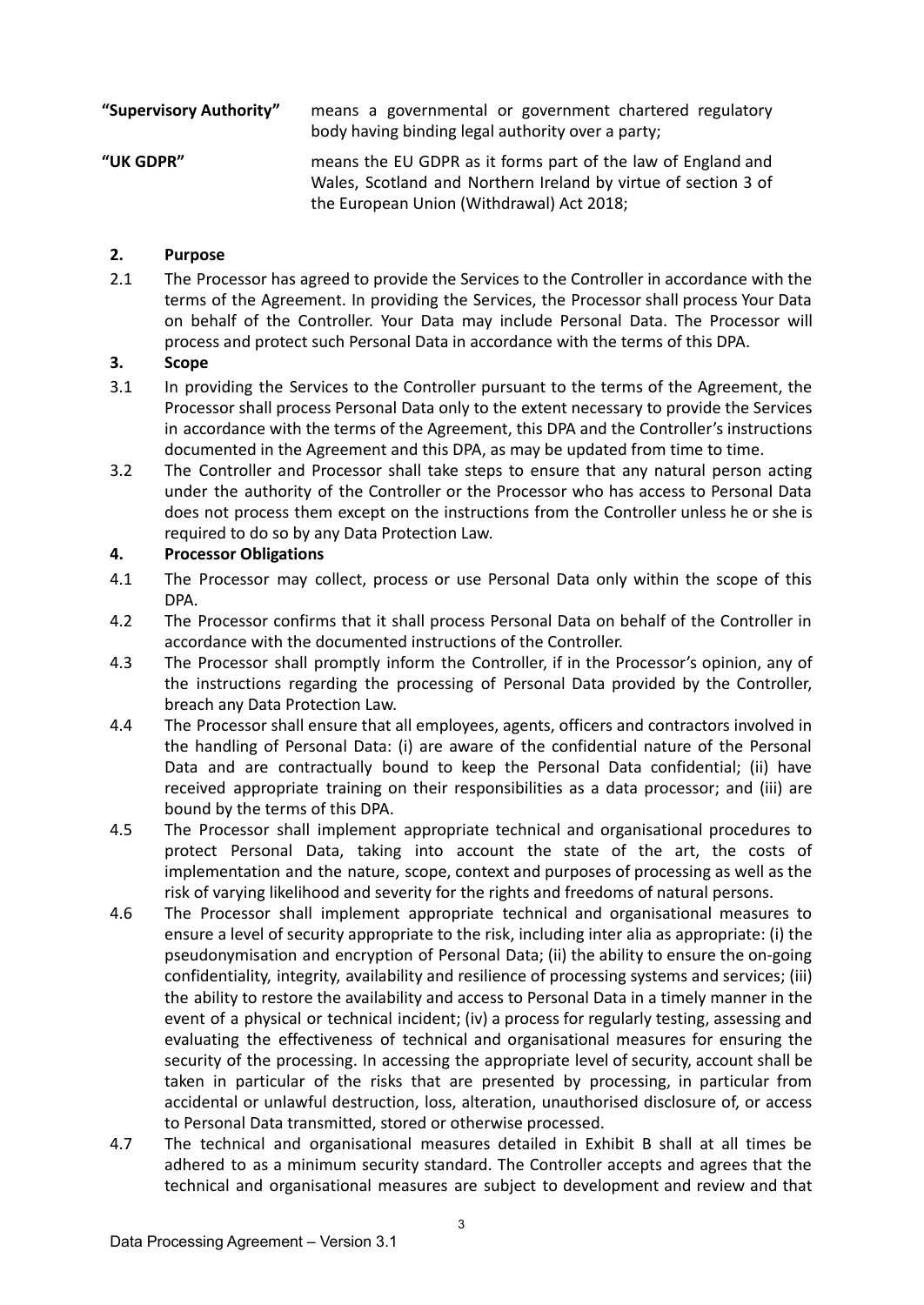**"Supervisory Authority"** means a governmental or government chartered regulatory body having binding legal authority over a party;

**"UK GDPR"** means the EU GDPR as it forms part of the law of England and Wales, Scotland and Northern Ireland by virtue of section 3 of the European Union (Withdrawal) Act 2018;

## 2. Purpose

2.1 The Processor has agreed to provide the Services to the Controller in accordance with the terms of the Agreement. In providing the Services, the Processor shall process Your Data on behalf of the Controller. Your Data may include Personal Data. The Processor will process and protect such Personal Data in accordance with the terms of this DPA.

## 3. Scope

3.1 In providing the Services to the Controller pursuant to the terms of the Agreement, the Processor shall process Personal Data only to the extent necessary to provide the Services in accordance with the terms of the Agreement, this DPA and the Controller's instructions documented in the Agreement and this DPA, as may be updated from time to time.

3.2 The Controller and Processor shall take steps to ensure that any natural person acting under the authority of the Controller or the Processor who has access to Personal Data does not process them except on the instructions from the Controller unless he or she is required to do so by any Data Protection Law.

## 4. Processor Obligations

4.1 The Processor may collect, process or use Personal Data only within the scope of this DPA.

4.2 The Processor confirms that it shall process Personal Data on behalf of the Controller in accordance with the documented instructions of the Controller.

4.3 The Processor shall promptly inform the Controller, if in the Processor's opinion, any of the instructions regarding the processing of Personal Data provided by the Controller, breach any Data Protection Law.

4.4 The Processor shall ensure that all employees, agents, officers and contractors involved in the handling of Personal Data: (i) are aware of the confidential nature of the Personal Data and are contractually bound to keep the Personal Data confidential; (ii) have received appropriate training on their responsibilities as a data processor; and (iii) are bound by the terms of this DPA.

4.5 The Processor shall implement appropriate technical and organisational procedures to protect Personal Data, taking into account the state of the art, the costs of implementation and the nature, scope, context and purposes of processing as well as the risk of varying likelihood and severity for the rights and freedoms of natural persons.

4.6 The Processor shall implement appropriate technical and organisational measures to ensure a level of security appropriate to the risk, including inter alia as appropriate: (i) the pseudonymisation and encryption of Personal Data; (ii) the ability to ensure the on-going confidentiality, integrity, availability and resilience of processing systems and services; (iii) the ability to restore the availability and access to Personal Data in a timely manner in the event of a physical or technical incident; (iv) a process for regularly testing, assessing and evaluating the effectiveness of technical and organisational measures for ensuring the security of the processing. In accessing the appropriate level of security, account shall be taken in particular of the risks that are presented by processing, in particular from accidental or unlawful destruction, loss, alteration, unauthorised disclosure of, or access to Personal Data transmitted, stored or otherwise processed.

4.7 The technical and organisational measures detailed in Exhibit B shall at all times be adhered to as a minimum security standard. The Controller accepts and agrees that the technical and organisational measures are subject to development and review and that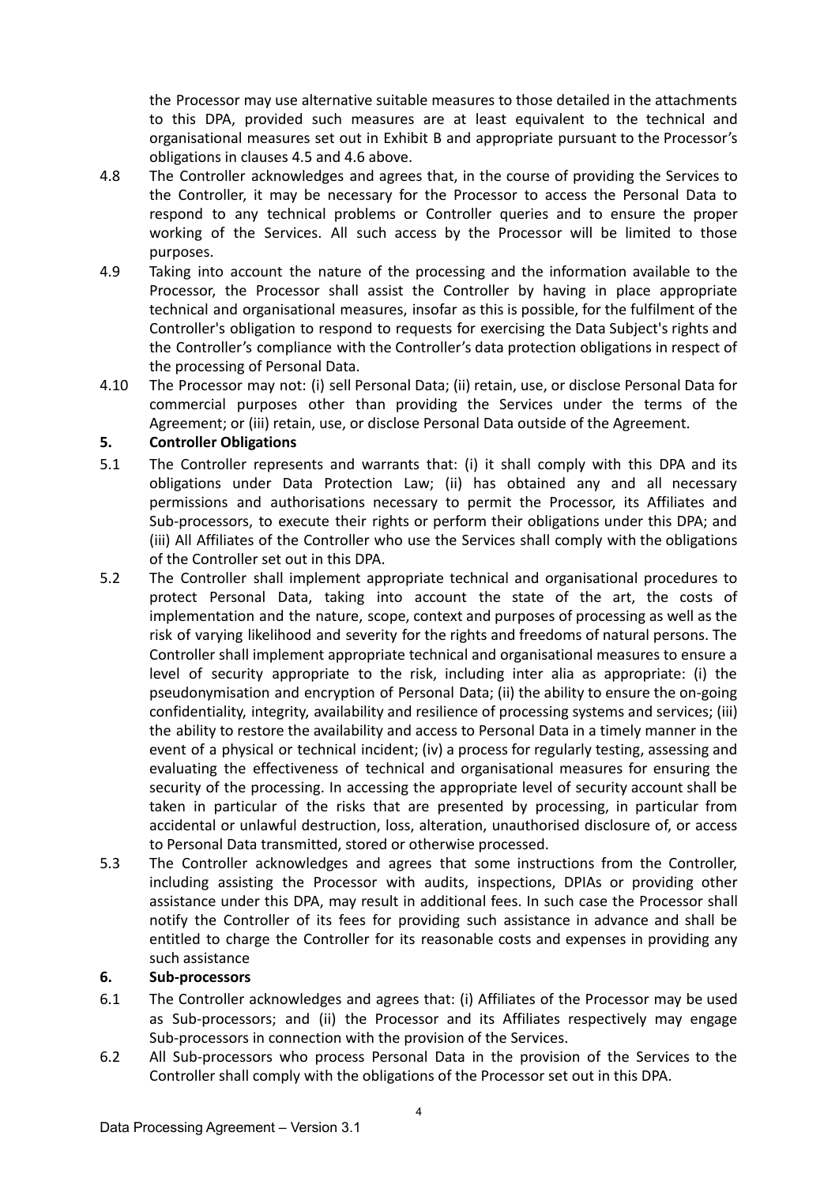the Processor may use alternative suitable measures to those detailed in the attachments to this DPA, provided such measures are at least equivalent to the technical and organisational measures set out in Exhibit B and appropriate pursuant to the Processor's obligations in clauses 4.5 and 4.6 above.

4.8 The Controller acknowledges and agrees that, in the course of providing the Services to the Controller, it may be necessary for the Processor to access the Personal Data to respond to any technical problems or Controller queries and to ensure the proper working of the Services. All such access by the Processor will be limited to those purposes.

4.9 Taking into account the nature of the processing and the information available to the Processor, the Processor shall assist the Controller by having in place appropriate technical and organisational measures, insofar as this is possible, for the fulfilment of the Controller's obligation to respond to requests for exercising the Data Subject's rights and the Controller's compliance with the Controller's data protection obligations in respect of the processing of Personal Data.

4.10 The Processor may not: (i) sell Personal Data; (ii) retain, use, or disclose Personal Data for commercial purposes other than providing the Services under the terms of the Agreement; or (iii) retain, use, or disclose Personal Data outside of the Agreement.

## 5. Controller Obligations

5.1 The Controller represents and warrants that: (i) it shall comply with this DPA and its obligations under Data Protection Law; (ii) has obtained any and all necessary permissions and authorisations necessary to permit the Processor, its Affiliates and Sub-processors, to execute their rights or perform their obligations under this DPA; and (iii) All Affiliates of the Controller who use the Services shall comply with the obligations of the Controller set out in this DPA.

5.2 The Controller shall implement appropriate technical and organisational procedures to protect Personal Data, taking into account the state of the art, the costs of implementation and the nature, scope, context and purposes of processing as well as the risk of varying likelihood and severity for the rights and freedoms of natural persons. The Controller shall implement appropriate technical and organisational measures to ensure a level of security appropriate to the risk, including inter alia as appropriate: (i) the pseudonymisation and encryption of Personal Data; (ii) the ability to ensure the on-going confidentiality, integrity, availability and resilience of processing systems and services; (iii) the ability to restore the availability and access to Personal Data in a timely manner in the event of a physical or technical incident; (iv) a process for regularly testing, assessing and evaluating the effectiveness of technical and organisational measures for ensuring the security of the processing. In accessing the appropriate level of security account shall be taken in particular of the risks that are presented by processing, in particular from accidental or unlawful destruction, loss, alteration, unauthorised disclosure of, or access to Personal Data transmitted, stored or otherwise processed.

5.3 The Controller acknowledges and agrees that some instructions from the Controller, including assisting the Processor with audits, inspections, DPIAs or providing other assistance under this DPA, may result in additional fees. In such case the Processor shall notify the Controller of its fees for providing such assistance in advance and shall be entitled to charge the Controller for its reasonable costs and expenses in providing any such assistance

## 6. Sub-processors

6.1 The Controller acknowledges and agrees that: (i) Affiliates of the Processor may be used as Sub-processors; and (ii) the Processor and its Affiliates respectively may engage Sub-processors in connection with the provision of the Services.

6.2 All Sub-processors who process Personal Data in the provision of the Services to the Controller shall comply with the obligations of the Processor set out in this DPA.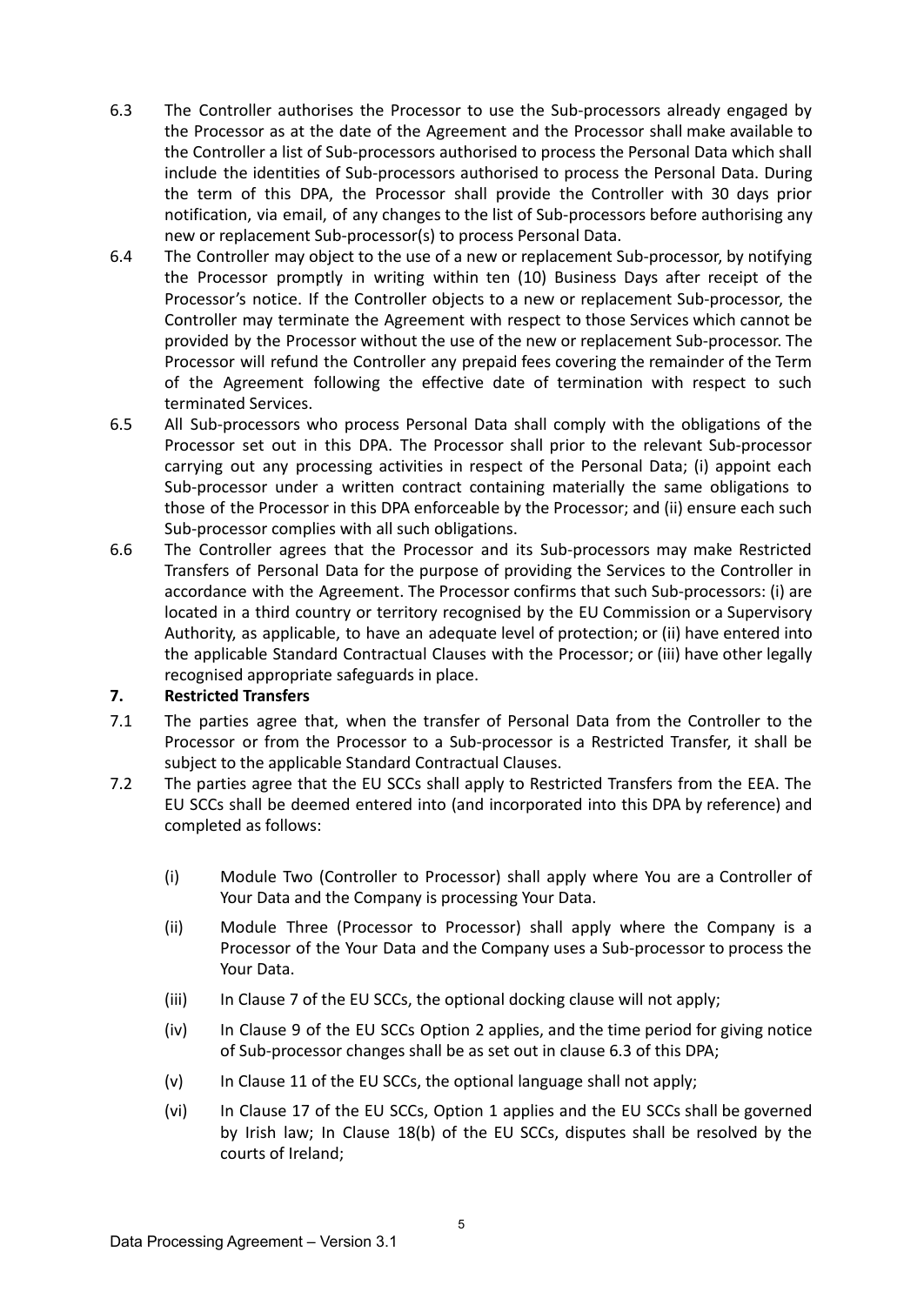6.3 The Controller authorises the Processor to use the Sub-processors already engaged by the Processor as at the date of the Agreement and the Processor shall make available to the Controller a list of Sub-processors authorised to process the Personal Data which shall include the identities of Sub-processors authorised to process the Personal Data. During the term of this DPA, the Processor shall provide the Controller with 30 days prior notification, via email, of any changes to the list of Sub-processors before authorising any new or replacement Sub-processor(s) to process Personal Data.

6.4 The Controller may object to the use of a new or replacement Sub-processor, by notifying the Processor promptly in writing within ten (10) Business Days after receipt of the Processor's notice. If the Controller objects to a new or replacement Sub-processor, the Controller may terminate the Agreement with respect to those Services which cannot be provided by the Processor without the use of the new or replacement Sub-processor. The Processor will refund the Controller any prepaid fees covering the remainder of the Term of the Agreement following the effective date of termination with respect to such terminated Services.

6.5 All Sub-processors who process Personal Data shall comply with the obligations of the Processor set out in this DPA. The Processor shall prior to the relevant Sub-processor carrying out any processing activities in respect of the Personal Data; (i) appoint each Sub-processor under a written contract containing materially the same obligations to those of the Processor in this DPA enforceable by the Processor; and (ii) ensure each such Sub-processor complies with all such obligations.

6.6 The Controller agrees that the Processor and its Sub-processors may make Restricted Transfers of Personal Data for the purpose of providing the Services to the Controller in accordance with the Agreement. The Processor confirms that such Sub-processors: (i) are located in a third country or territory recognised by the EU Commission or a Supervisory Authority, as applicable, to have an adequate level of protection; or (ii) have entered into the applicable Standard Contractual Clauses with the Processor; or (iii) have other legally recognised appropriate safeguards in place.

## 7. Restricted Transfers

7.1 The parties agree that, when the transfer of Personal Data from the Controller to the Processor or from the Processor to a Sub-processor is a Restricted Transfer, it shall be subject to the applicable Standard Contractual Clauses.

7.2 The parties agree that the EU SCCs shall apply to Restricted Transfers from the EEA. The EU SCCs shall be deemed entered into (and incorporated into this DPA by reference) and completed as follows:

(i) Module Two (Controller to Processor) shall apply where You are a Controller of Your Data and the Company is processing Your Data.

(ii) Module Three (Processor to Processor) shall apply where the Company is a Processor of the Your Data and the Company uses a Sub-processor to process the Your Data.

(iii) In Clause 7 of the EU SCCs, the optional docking clause will not apply;

(iv) In Clause 9 of the EU SCCs Option 2 applies, and the time period for giving notice of Sub-processor changes shall be as set out in clause 6.3 of this DPA;

(v) In Clause 11 of the EU SCCs, the optional language shall not apply;

(vi) In Clause 17 of the EU SCCs, Option 1 applies and the EU SCCs shall be governed by Irish law; In Clause 18(b) of the EU SCCs, disputes shall be resolved by the courts of Ireland;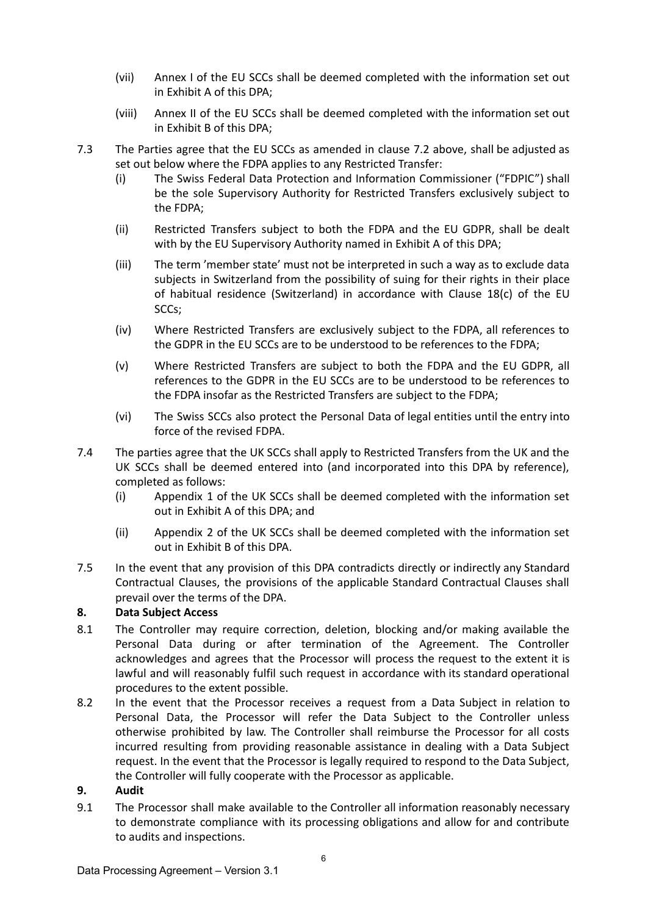(vii) Annex I of the EU SCCs shall be deemed completed with the information set out in Exhibit A of this DPA;

(viii) Annex II of the EU SCCs shall be deemed completed with the information set out in Exhibit B of this DPA;

7.3 The Parties agree that the EU SCCs as amended in clause 7.2 above, shall be adjusted as set out below where the FDPA applies to any Restricted Transfer:

(i) The Swiss Federal Data Protection and Information Commissioner ("FDPIC") shall be the sole Supervisory Authority for Restricted Transfers exclusively subject to the FDPA;

(ii) Restricted Transfers subject to both the FDPA and the EU GDPR, shall be dealt with by the EU Supervisory Authority named in Exhibit A of this DPA;

(iii) The term 'member state' must not be interpreted in such a way as to exclude data subjects in Switzerland from the possibility of suing for their rights in their place of habitual residence (Switzerland) in accordance with Clause 18(c) of the EU SCCs;

(iv) Where Restricted Transfers are exclusively subject to the FDPA, all references to the GDPR in the EU SCCs are to be understood to be references to the FDPA;

(v) Where Restricted Transfers are subject to both the FDPA and the EU GDPR, all references to the GDPR in the EU SCCs are to be understood to be references to the FDPA insofar as the Restricted Transfers are subject to the FDPA;

(vi) The Swiss SCCs also protect the Personal Data of legal entities until the entry into force of the revised FDPA.

7.4 The parties agree that the UK SCCs shall apply to Restricted Transfers from the UK and the UK SCCs shall be deemed entered into (and incorporated into this DPA by reference), completed as follows:

(i) Appendix 1 of the UK SCCs shall be deemed completed with the information set out in Exhibit A of this DPA; and

(ii) Appendix 2 of the UK SCCs shall be deemed completed with the information set out in Exhibit B of this DPA.

7.5 In the event that any provision of this DPA contradicts directly or indirectly any Standard Contractual Clauses, the provisions of the applicable Standard Contractual Clauses shall prevail over the terms of the DPA.

**8. Data Subject Access**

8.1 The Controller may require correction, deletion, blocking and/or making available the Personal Data during or after termination of the Agreement. The Controller acknowledges and agrees that the Processor will process the request to the extent it is lawful and will reasonably fulfil such request in accordance with its standard operational procedures to the extent possible.

8.2 In the event that the Processor receives a request from a Data Subject in relation to Personal Data, the Processor will refer the Data Subject to the Controller unless otherwise prohibited by law. The Controller shall reimburse the Processor for all costs incurred resulting from providing reasonable assistance in dealing with a Data Subject request. In the event that the Processor is legally required to respond to the Data Subject, the Controller will fully cooperate with the Processor as applicable.

**9. Audit**

9.1 The Processor shall make available to the Controller all information reasonably necessary to demonstrate compliance with its processing obligations and allow for and contribute to audits and inspections.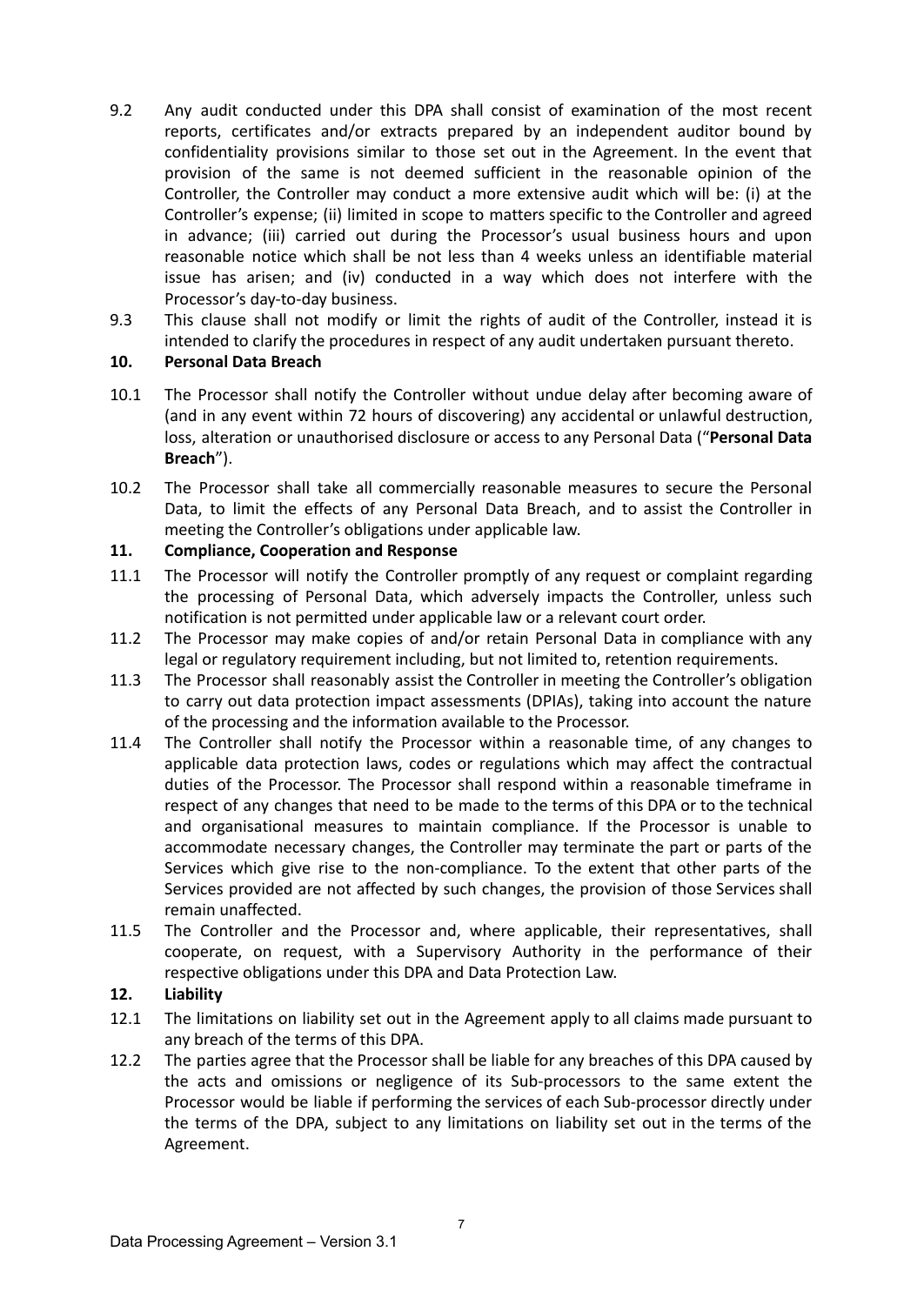9.2 Any audit conducted under this DPA shall consist of examination of the most recent reports, certificates and/or extracts prepared by an independent auditor bound by confidentiality provisions similar to those set out in the Agreement. In the event that provision of the same is not deemed sufficient in the reasonable opinion of the Controller, the Controller may conduct a more extensive audit which will be: (i) at the Controller's expense; (ii) limited in scope to matters specific to the Controller and agreed in advance; (iii) carried out during the Processor's usual business hours and upon reasonable notice which shall be not less than 4 weeks unless an identifiable material issue has arisen; and (iv) conducted in a way which does not interfere with the Processor's day-to-day business.

9.3 This clause shall not modify or limit the rights of audit of the Controller, instead it is intended to clarify the procedures in respect of any audit undertaken pursuant thereto.

## 10. Personal Data Breach

10.1 The Processor shall notify the Controller without undue delay after becoming aware of (and in any event within 72 hours of discovering) any accidental or unlawful destruction, loss, alteration or unauthorised disclosure or access to any Personal Data ("**Personal Data Breach**").

10.2 The Processor shall take all commercially reasonable measures to secure the Personal Data, to limit the effects of any Personal Data Breach, and to assist the Controller in meeting the Controller's obligations under applicable law.

## 11. Compliance, Cooperation and Response

11.1 The Processor will notify the Controller promptly of any request or complaint regarding the processing of Personal Data, which adversely impacts the Controller, unless such notification is not permitted under applicable law or a relevant court order.

11.2 The Processor may make copies of and/or retain Personal Data in compliance with any legal or regulatory requirement including, but not limited to, retention requirements.

11.3 The Processor shall reasonably assist the Controller in meeting the Controller's obligation to carry out data protection impact assessments (DPIAs), taking into account the nature of the processing and the information available to the Processor.

11.4 The Controller shall notify the Processor within a reasonable time, of any changes to applicable data protection laws, codes or regulations which may affect the contractual duties of the Processor. The Processor shall respond within a reasonable timeframe in respect of any changes that need to be made to the terms of this DPA or to the technical and organisational measures to maintain compliance. If the Processor is unable to accommodate necessary changes, the Controller may terminate the part or parts of the Services which give rise to the non-compliance. To the extent that other parts of the Services provided are not affected by such changes, the provision of those Services shall remain unaffected.

11.5 The Controller and the Processor and, where applicable, their representatives, shall cooperate, on request, with a Supervisory Authority in the performance of their respective obligations under this DPA and Data Protection Law.

## 12. Liability

12.1 The limitations on liability set out in the Agreement apply to all claims made pursuant to any breach of the terms of this DPA.

12.2 The parties agree that the Processor shall be liable for any breaches of this DPA caused by the acts and omissions or negligence of its Sub-processors to the same extent the Processor would be liable if performing the services of each Sub-processor directly under the terms of the DPA, subject to any limitations on liability set out in the terms of the Agreement.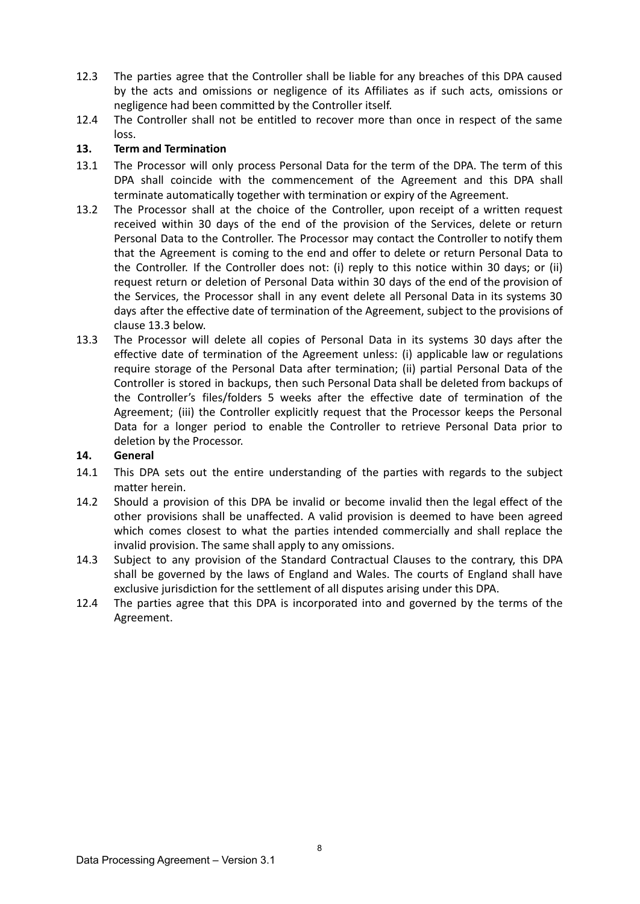12.3 The parties agree that the Controller shall be liable for any breaches of this DPA caused by the acts and omissions or negligence of its Affiliates as if such acts, omissions or negligence had been committed by the Controller itself.

12.4 The Controller shall not be entitled to recover more than once in respect of the same loss.

**13. Term and Termination**

13.1 The Processor will only process Personal Data for the term of the DPA. The term of this DPA shall coincide with the commencement of the Agreement and this DPA shall terminate automatically together with termination or expiry of the Agreement.

13.2 The Processor shall at the choice of the Controller, upon receipt of a written request received within 30 days of the end of the provision of the Services, delete or return Personal Data to the Controller. The Processor may contact the Controller to notify them that the Agreement is coming to the end and offer to delete or return Personal Data to the Controller. If the Controller does not: (i) reply to this notice within 30 days; or (ii) request return or deletion of Personal Data within 30 days of the end of the provision of the Services, the Processor shall in any event delete all Personal Data in its systems 30 days after the effective date of termination of the Agreement, subject to the provisions of clause 13.3 below.

13.3 The Processor will delete all copies of Personal Data in its systems 30 days after the effective date of termination of the Agreement unless: (i) applicable law or regulations require storage of the Personal Data after termination; (ii) partial Personal Data of the Controller is stored in backups, then such Personal Data shall be deleted from backups of the Controller's files/folders 5 weeks after the effective date of termination of the Agreement; (iii) the Controller explicitly request that the Processor keeps the Personal Data for a longer period to enable the Controller to retrieve Personal Data prior to deletion by the Processor.

**14. General**

14.1 This DPA sets out the entire understanding of the parties with regards to the subject matter herein.

14.2 Should a provision of this DPA be invalid or become invalid then the legal effect of the other provisions shall be unaffected. A valid provision is deemed to have been agreed which comes closest to what the parties intended commercially and shall replace the invalid provision. The same shall apply to any omissions.

14.3 Subject to any provision of the Standard Contractual Clauses to the contrary, this DPA shall be governed by the laws of England and Wales. The courts of England shall have exclusive jurisdiction for the settlement of all disputes arising under this DPA.

12.4 The parties agree that this DPA is incorporated into and governed by the terms of the Agreement.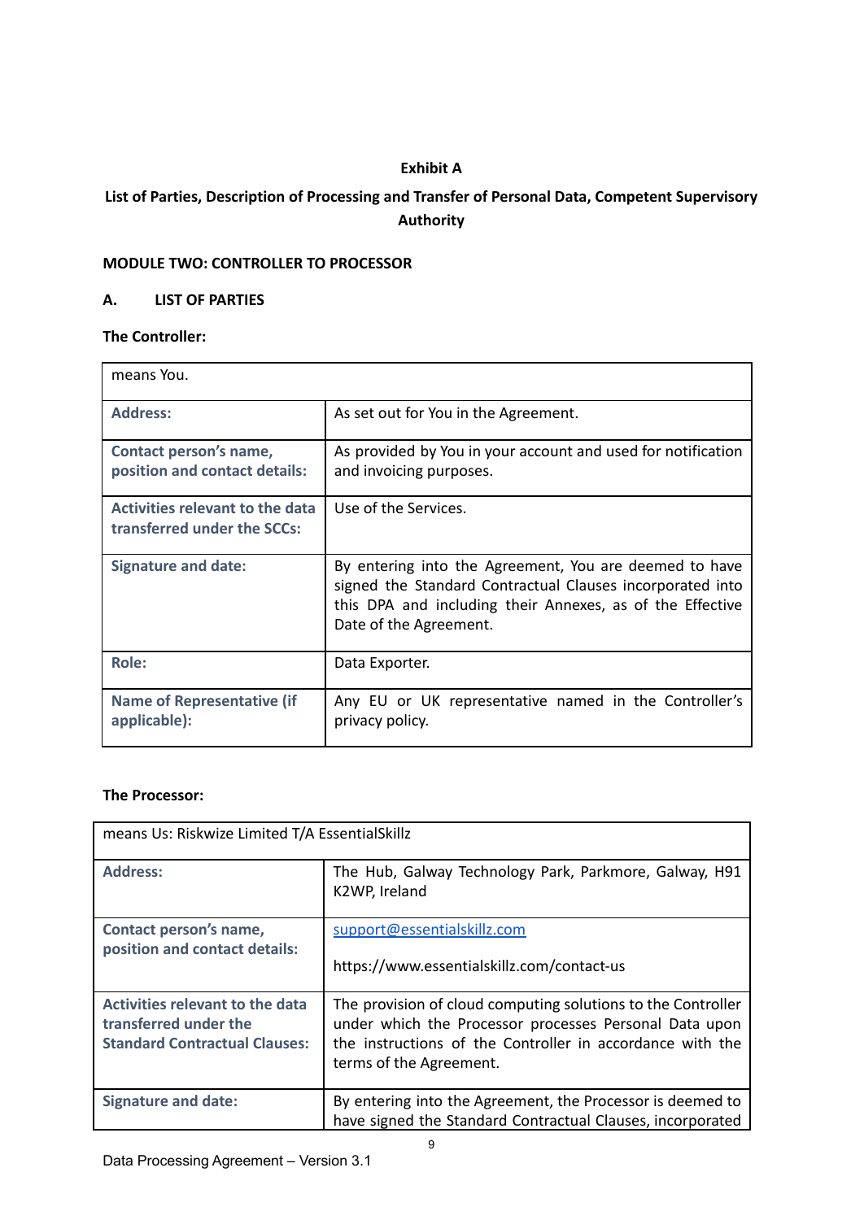**Exhibit A**

**List of Parties, Description of Processing and Transfer of Personal Data, Competent Supervisory Authority**

**MODULE TWO: CONTROLLER TO PROCESSOR**

**A. LIST OF PARTIES**

**The Controller:**

| means You. | |
|---|---|
| **Address:** | As set out for You in the Agreement. |
| **Contact person's name, position and contact details:** | As provided by You in your account and used for notification and invoicing purposes. |
| **Activities relevant to the data transferred under the SCCs:** | Use of the Services. |
| **Signature and date:** | By entering into the Agreement, You are deemed to have signed the Standard Contractual Clauses incorporated into this DPA and including their Annexes, as of the Effective Date of the Agreement. |
| **Role:** | Data Exporter. |
| **Name of Representative (if applicable):** | Any EU or UK representative named in the Controller's privacy policy. |

**The Processor:**

| means Us: Riskwize Limited T/A EssentialSkillz | |
|---|---|
| **Address:** | The Hub, Galway Technology Park, Parkmore, Galway, H91 K2WP, Ireland |
| **Contact person's name, position and contact details:** | support@essentialskillz.com<br><br>https://www.essentialskillz.com/contact-us |
| **Activities relevant to the data transferred under the Standard Contractual Clauses:** | The provision of cloud computing solutions to the Controller under which the Processor processes Personal Data upon the instructions of the Controller in accordance with the terms of the Agreement. |
| **Signature and date:** | By entering into the Agreement, the Processor is deemed to have signed the Standard Contractual Clauses, incorporated |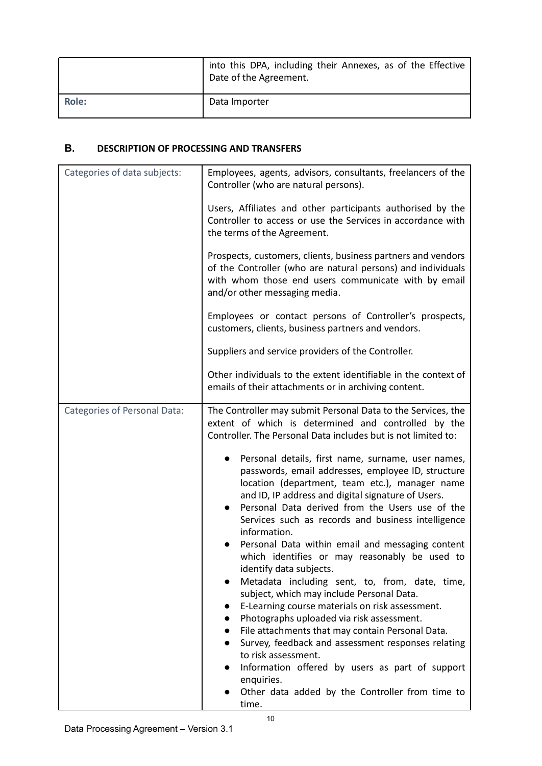| | |
|---|---|
| | into this DPA, including their Annexes, as of the Effective Date of the Agreement. |
| **Role:** | Data Importer |

## B. DESCRIPTION OF PROCESSING AND TRANSFERS

| | |
|---|---|
| Categories of data subjects: | Employees, agents, advisors, consultants, freelancers of the Controller (who are natural persons).<br><br>Users, Affiliates and other participants authorised by the Controller to access or use the Services in accordance with the terms of the Agreement.<br><br>Prospects, customers, clients, business partners and vendors of the Controller (who are natural persons) and individuals with whom those end users communicate with by email and/or other messaging media.<br><br>Employees or contact persons of Controller's prospects, customers, clients, business partners and vendors.<br><br>Suppliers and service providers of the Controller.<br><br>Other individuals to the extent identifiable in the context of emails of their attachments or in archiving content. |
| Categories of Personal Data: | The Controller may submit Personal Data to the Services, the extent of which is determined and controlled by the Controller. The Personal Data includes but is not limited to:<br><br>● Personal details, first name, surname, user names, passwords, email addresses, employee ID, structure location (department, team etc.), manager name and ID, IP address and digital signature of Users.<br>● Personal Data derived from the Users use of the Services such as records and business intelligence information.<br>● Personal Data within email and messaging content which identifies or may reasonably be used to identify data subjects.<br>● Metadata including sent, to, from, date, time, subject, which may include Personal Data.<br>● E-Learning course materials on risk assessment.<br>● Photographs uploaded via risk assessment.<br>● File attachments that may contain Personal Data.<br>● Survey, feedback and assessment responses relating to risk assessment.<br>● Information offered by users as part of support enquiries.<br>● Other data added by the Controller from time to time. |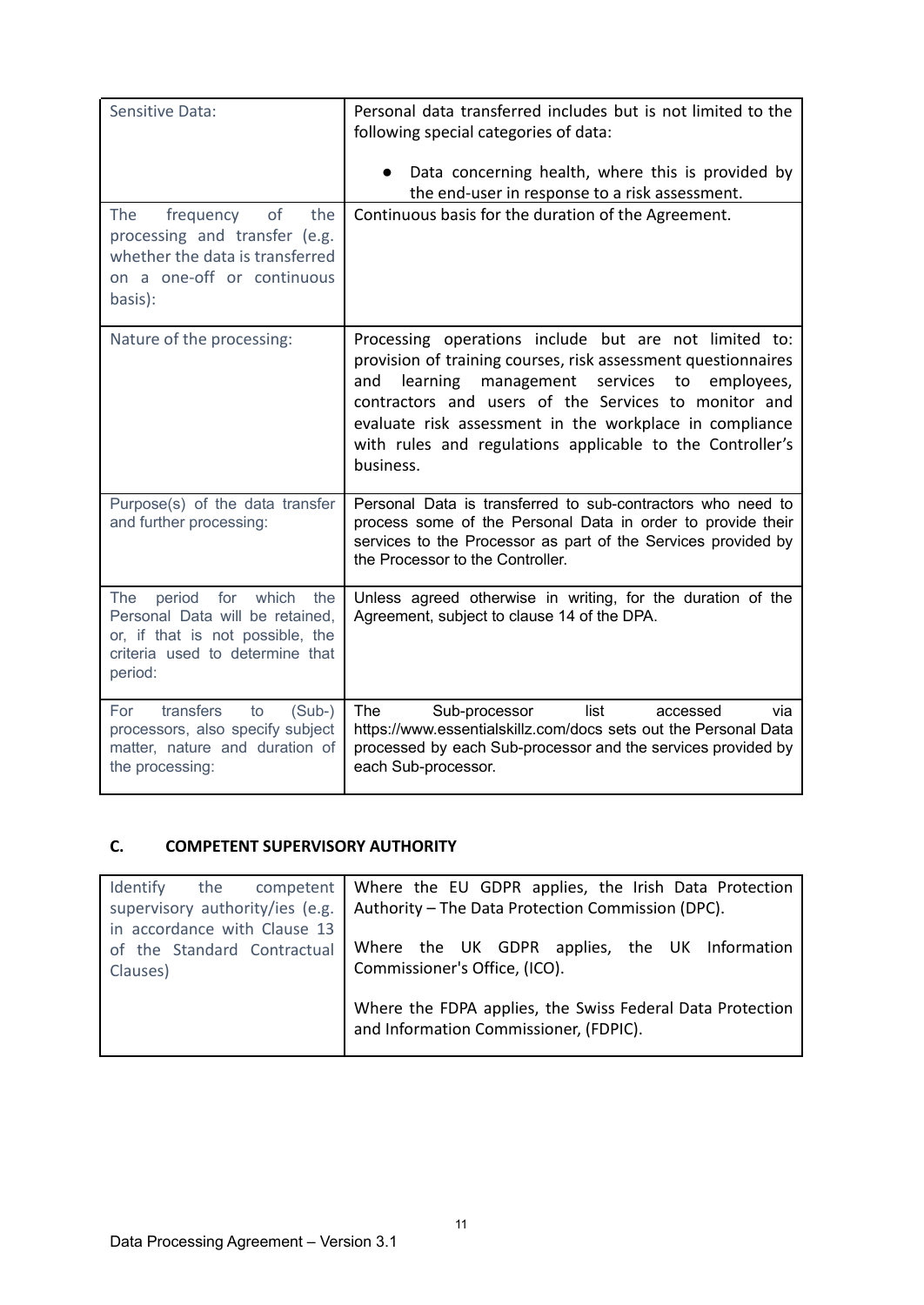| | |
|---|---|
| Sensitive Data: | Personal data transferred includes but is not limited to the following special categories of data:<br><br>• Data concerning health, where this is provided by the end-user in response to a risk assessment. |
| The frequency of the processing and transfer (e.g. whether the data is transferred on a one-off or continuous basis): | Continuous basis for the duration of the Agreement. |
| Nature of the processing: | Processing operations include but are not limited to: provision of training courses, risk assessment questionnaires and learning management services to employees, contractors and users of the Services to monitor and evaluate risk assessment in the workplace in compliance with rules and regulations applicable to the Controller's business. |
| Purpose(s) of the data transfer and further processing: | Personal Data is transferred to sub-contractors who need to process some of the Personal Data in order to provide their services to the Processor as part of the Services provided by the Processor to the Controller. |
| The period for which the Personal Data will be retained, or, if that is not possible, the criteria used to determine that period: | Unless agreed otherwise in writing, for the duration of the Agreement, subject to clause 14 of the DPA. |
| For transfers to (Sub-) processors, also specify subject matter, nature and duration of the processing: | The Sub-processor list accessed via https://www.essentialskillz.com/docs sets out the Personal Data processed by each Sub-processor and the services provided by each Sub-processor. |

## C. COMPETENT SUPERVISORY AUTHORITY

| | |
|---|---|
| Identify the competent supervisory authority/ies (e.g. in accordance with Clause 13 of the Standard Contractual Clauses) | Where the EU GDPR applies, the Irish Data Protection Authority – The Data Protection Commission (DPC).<br><br>Where the UK GDPR applies, the UK Information Commissioner's Office, (ICO).<br><br>Where the FDPA applies, the Swiss Federal Data Protection and Information Commissioner, (FDPIC). |

Data Processing Agreement – Version 3.1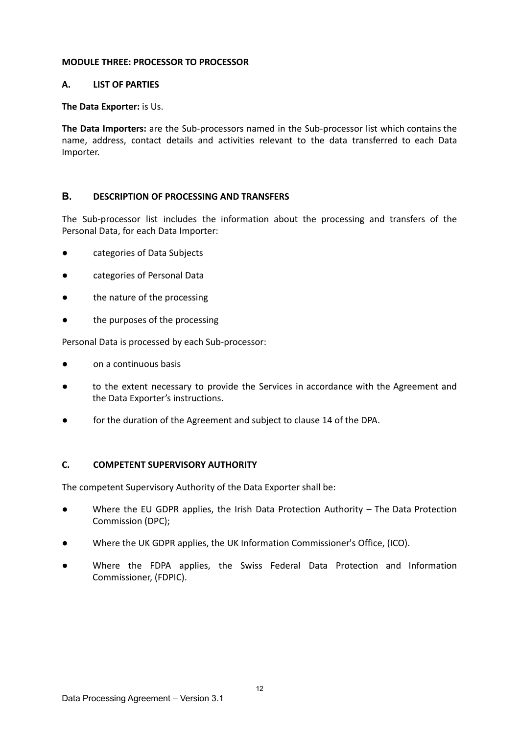**MODULE THREE: PROCESSOR TO PROCESSOR**

**A. LIST OF PARTIES**

**The Data Exporter:** is Us.

**The Data Importers:** are the Sub-processors named in the Sub-processor list which contains the name, address, contact details and activities relevant to the data transferred to each Data Importer.

**B. DESCRIPTION OF PROCESSING AND TRANSFERS**

The Sub-processor list includes the information about the processing and transfers of the Personal Data, for each Data Importer:

- categories of Data Subjects
- categories of Personal Data
- the nature of the processing
- the purposes of the processing

Personal Data is processed by each Sub-processor:

- on a continuous basis
- to the extent necessary to provide the Services in accordance with the Agreement and the Data Exporter's instructions.
- for the duration of the Agreement and subject to clause 14 of the DPA.

**C. COMPETENT SUPERVISORY AUTHORITY**

The competent Supervisory Authority of the Data Exporter shall be:

- Where the EU GDPR applies, the Irish Data Protection Authority – The Data Protection Commission (DPC);
- Where the UK GDPR applies, the UK Information Commissioner's Office, (ICO).
- Where the FDPA applies, the Swiss Federal Data Protection and Information Commissioner, (FDPIC).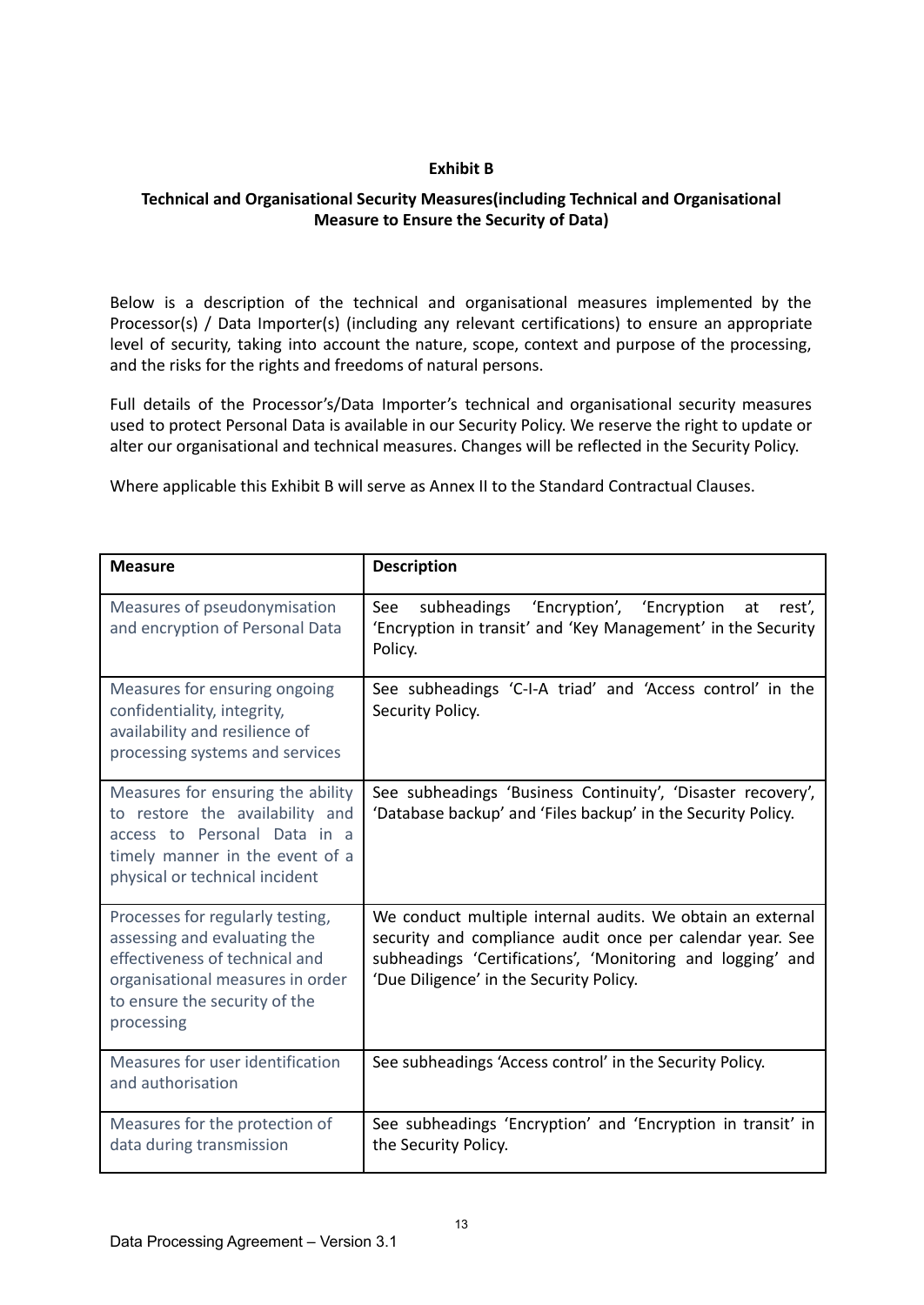**Exhibit B**

**Technical and Organisational Security Measures(including Technical and Organisational Measure to Ensure the Security of Data)**

Below is a description of the technical and organisational measures implemented by the Processor(s) / Data Importer(s) (including any relevant certifications) to ensure an appropriate level of security, taking into account the nature, scope, context and purpose of the processing, and the risks for the rights and freedoms of natural persons.

Full details of the Processor's/Data Importer's technical and organisational security measures used to protect Personal Data is available in our Security Policy. We reserve the right to update or alter our organisational and technical measures. Changes will be reflected in the Security Policy.

Where applicable this Exhibit B will serve as Annex II to the Standard Contractual Clauses.

| **Measure** | **Description** |
|---|---|
| Measures of pseudonymisation and encryption of Personal Data | See subheadings 'Encryption', 'Encryption at rest', 'Encryption in transit' and 'Key Management' in the Security Policy. |
| Measures for ensuring ongoing confidentiality, integrity, availability and resilience of processing systems and services | See subheadings 'C-I-A triad' and 'Access control' in the Security Policy. |
| Measures for ensuring the ability to restore the availability and access to Personal Data in a timely manner in the event of a physical or technical incident | See subheadings 'Business Continuity', 'Disaster recovery', 'Database backup' and 'Files backup' in the Security Policy. |
| Processes for regularly testing, assessing and evaluating the effectiveness of technical and organisational measures in order to ensure the security of the processing | We conduct multiple internal audits. We obtain an external security and compliance audit once per calendar year. See subheadings 'Certifications', 'Monitoring and logging' and 'Due Diligence' in the Security Policy. |
| Measures for user identification and authorisation | See subheadings 'Access control' in the Security Policy. |
| Measures for the protection of data during transmission | See subheadings 'Encryption' and 'Encryption in transit' in the Security Policy. |

Data Processing Agreement – Version 3.1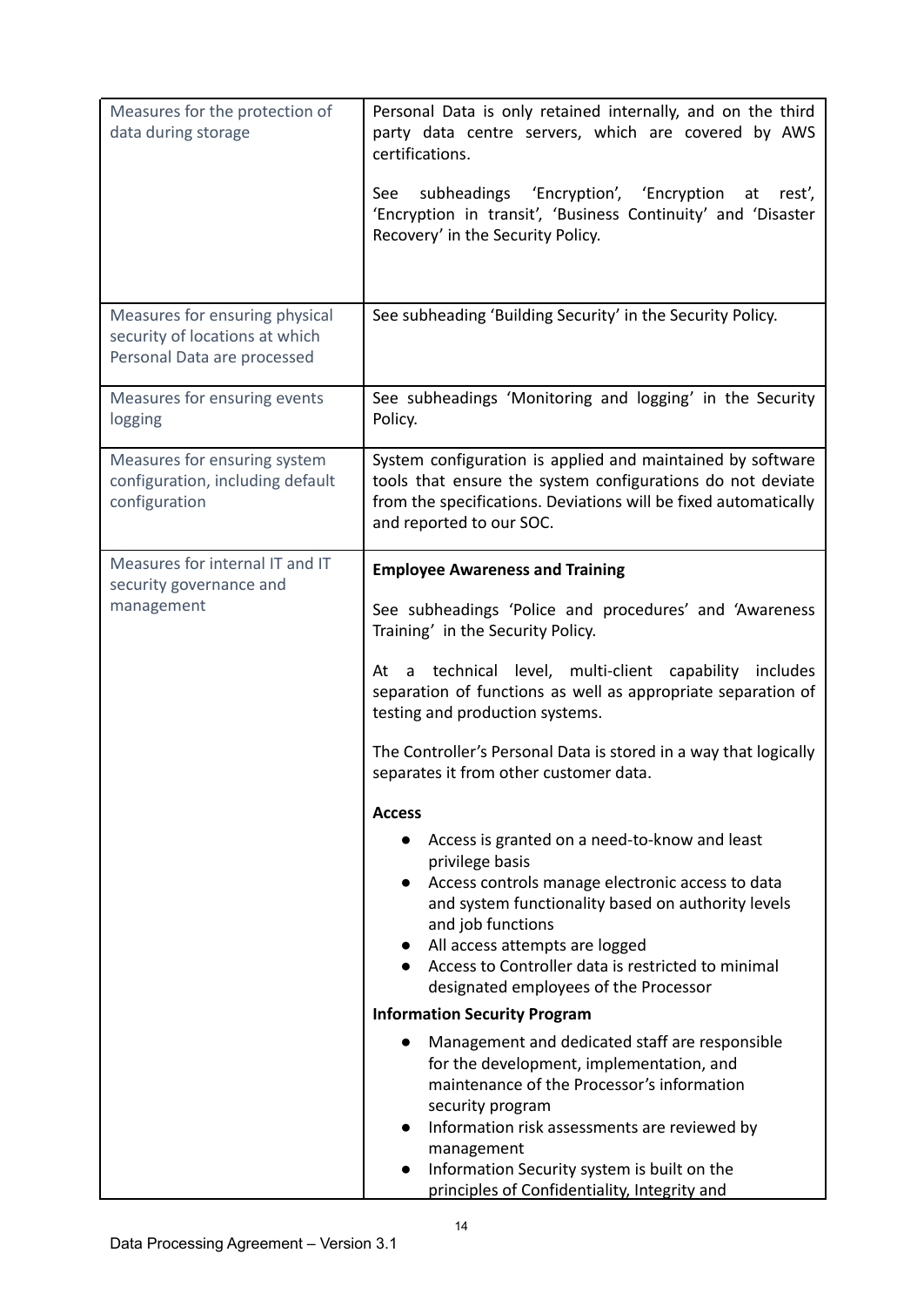| Measures for the protection of data during storage | Personal Data is only retained internally, and on the third party data centre servers, which are covered by AWS certifications.<br><br>See subheadings 'Encryption', 'Encryption at rest', 'Encryption in transit', 'Business Continuity' and 'Disaster Recovery' in the Security Policy. |
|---|---|
| Measures for ensuring physical security of locations at which Personal Data are processed | See subheading 'Building Security' in the Security Policy. |
| Measures for ensuring events logging | See subheadings 'Monitoring and logging' in the Security Policy. |
| Measures for ensuring system configuration, including default configuration | System configuration is applied and maintained by software tools that ensure the system configurations do not deviate from the specifications. Deviations will be fixed automatically and reported to our SOC. |
| Measures for internal IT and IT security governance and management | **Employee Awareness and Training**<br><br>See subheadings 'Police and procedures' and 'Awareness Training' in the Security Policy.<br><br>At a technical level, multi-client capability includes separation of functions as well as appropriate separation of testing and production systems.<br><br>The Controller's Personal Data is stored in a way that logically separates it from other customer data.<br><br>**Access**<br>● Access is granted on a need-to-know and least privilege basis<br>● Access controls manage electronic access to data and system functionality based on authority levels and job functions<br>● All access attempts are logged<br>● Access to Controller data is restricted to minimal designated employees of the Processor<br><br>**Information Security Program**<br>● Management and dedicated staff are responsible for the development, implementation, and maintenance of the Processor's information security program<br>● Information risk assessments are reviewed by management<br>● Information Security system is built on the principles of Confidentiality, Integrity and |

Data Processing Agreement – Version 3.1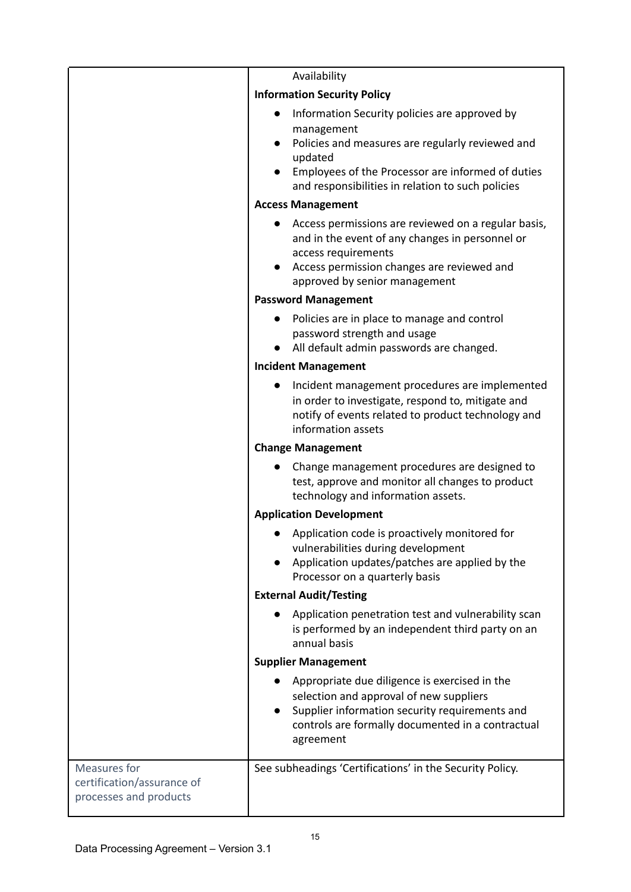| | |
|---|---|
| | Availability<br>**Information Security Policy**<br>• Information Security policies are approved by management<br>• Policies and measures are regularly reviewed and updated<br>• Employees of the Processor are informed of duties and responsibilities in relation to such policies<br>**Access Management**<br>• Access permissions are reviewed on a regular basis, and in the event of any changes in personnel or access requirements<br>• Access permission changes are reviewed and approved by senior management<br>**Password Management**<br>• Policies are in place to manage and control password strength and usage<br>• All default admin passwords are changed.<br>**Incident Management**<br>• Incident management procedures are implemented in order to investigate, respond to, mitigate and notify of events related to product technology and information assets<br>**Change Management**<br>• Change management procedures are designed to test, approve and monitor all changes to product technology and information assets.<br>**Application Development**<br>• Application code is proactively monitored for vulnerabilities during development<br>• Application updates/patches are applied by the Processor on a quarterly basis<br>**External Audit/Testing**<br>• Application penetration test and vulnerability scan is performed by an independent third party on an annual basis<br>**Supplier Management**<br>• Appropriate due diligence is exercised in the selection and approval of new suppliers<br>• Supplier information security requirements and controls are formally documented in a contractual agreement |
| Measures for certification/assurance of processes and products | See subheadings 'Certifications' in the Security Policy. |

Data Processing Agreement – Version 3.1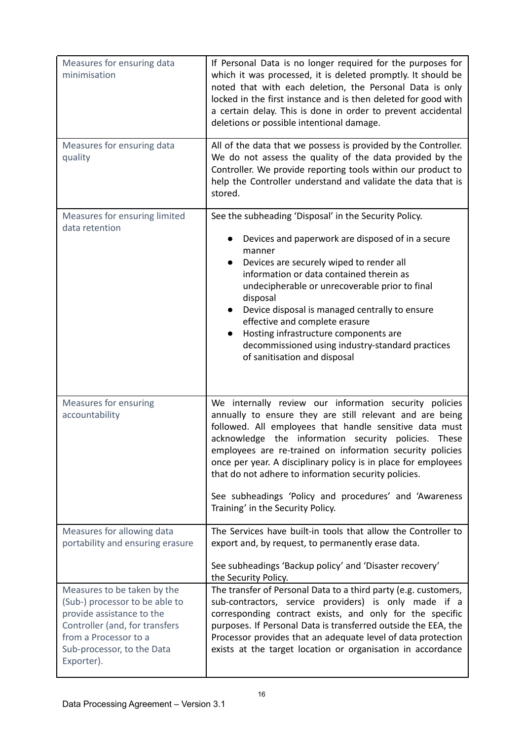| Measures for ensuring data minimisation | If Personal Data is no longer required for the purposes for which it was processed, it is deleted promptly. It should be noted that with each deletion, the Personal Data is only locked in the first instance and is then deleted for good with a certain delay. This is done in order to prevent accidental deletions or possible intentional damage. |
|---|---|
| Measures for ensuring data quality | All of the data that we possess is provided by the Controller. We do not assess the quality of the data provided by the Controller. We provide reporting tools within our product to help the Controller understand and validate the data that is stored. |
| Measures for ensuring limited data retention | See the subheading 'Disposal' in the Security Policy.<br><br>• Devices and paperwork are disposed of in a secure manner<br>• Devices are securely wiped to render all information or data contained therein as undecipherable or unrecoverable prior to final disposal<br>• Device disposal is managed centrally to ensure effective and complete erasure<br>• Hosting infrastructure components are decommissioned using industry-standard practices of sanitisation and disposal |
| Measures for ensuring accountability | We internally review our information security policies annually to ensure they are still relevant and are being followed. All employees that handle sensitive data must acknowledge the information security policies. These employees are re-trained on information security policies once per year. A disciplinary policy is in place for employees that do not adhere to information security policies.<br><br>See subheadings 'Policy and procedures' and 'Awareness Training' in the Security Policy. |
| Measures for allowing data portability and ensuring erasure | The Services have built-in tools that allow the Controller to export and, by request, to permanently erase data.<br><br>See subheadings 'Backup policy' and 'Disaster recovery' the Security Policy. |
| Measures to be taken by the (Sub-) processor to be able to provide assistance to the Controller (and, for transfers from a Processor to a Sub-processor, to the Data Exporter). | The transfer of Personal Data to a third party (e.g. customers, sub-contractors, service providers) is only made if a corresponding contract exists, and only for the specific purposes. If Personal Data is transferred outside the EEA, the Processor provides that an adequate level of data protection exists at the target location or organisation in accordance |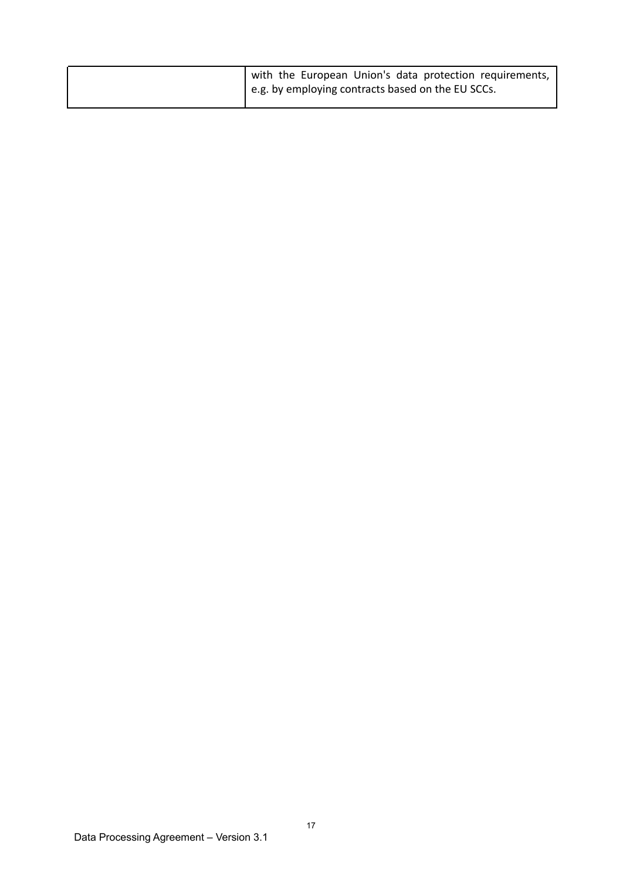| | |
|---|---|
| | with the European Union's data protection requirements, e.g. by employing contracts based on the EU SCCs. |